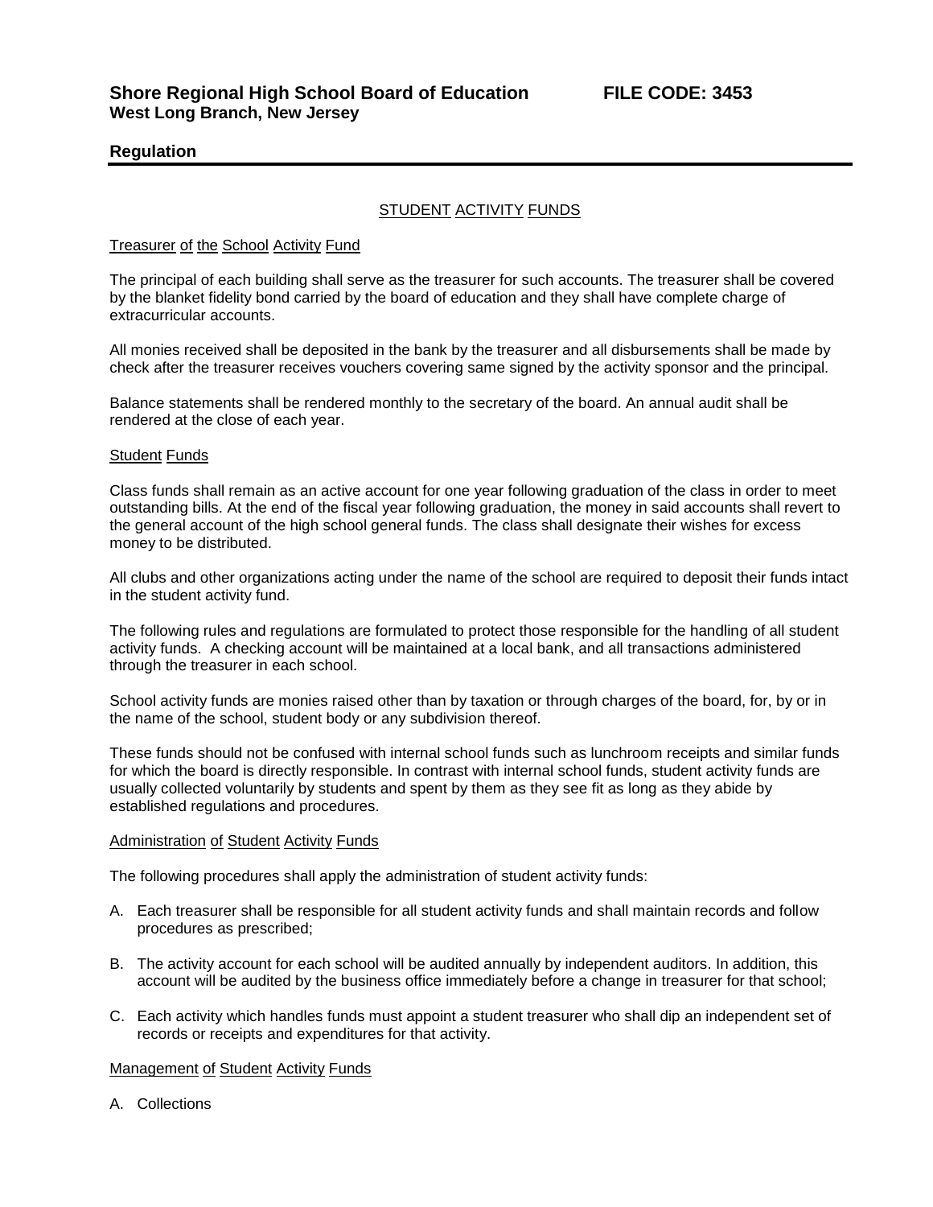**Shore Regional High School Board of Education** **FILE CODE: 3453**
**West Long Branch, New Jersey**

**Regulation**

STUDENT ACTIVITY FUNDS

Treasurer of the School Activity Fund

The principal of each building shall serve as the treasurer for such accounts. The treasurer shall be covered by the blanket fidelity bond carried by the board of education and they shall have complete charge of extracurricular accounts.

All monies received shall be deposited in the bank by the treasurer and all disbursements shall be made by check after the treasurer receives vouchers covering same signed by the activity sponsor and the principal.

Balance statements shall be rendered monthly to the secretary of the board. An annual audit shall be rendered at the close of each year.

Student Funds

Class funds shall remain as an active account for one year following graduation of the class in order to meet outstanding bills. At the end of the fiscal year following graduation, the money in said accounts shall revert to the general account of the high school general funds. The class shall designate their wishes for excess money to be distributed.

All clubs and other organizations acting under the name of the school are required to deposit their funds intact in the student activity fund.

The following rules and regulations are formulated to protect those responsible for the handling of all student activity funds. A checking account will be maintained at a local bank, and all transactions administered through the treasurer in each school.

School activity funds are monies raised other than by taxation or through charges of the board, for, by or in the name of the school, student body or any subdivision thereof.

These funds should not be confused with internal school funds such as lunchroom receipts and similar funds for which the board is directly responsible. In contrast with internal school funds, student activity funds are usually collected voluntarily by students and spent by them as they see fit as long as they abide by established regulations and procedures.

Administration of Student Activity Funds

The following procedures shall apply the administration of student activity funds:

A. Each treasurer shall be responsible for all student activity funds and shall maintain records and follow procedures as prescribed;

B. The activity account for each school will be audited annually by independent auditors. In addition, this account will be audited by the business office immediately before a change in treasurer for that school;

C. Each activity which handles funds must appoint a student treasurer who shall dip an independent set of records or receipts and expenditures for that activity.

Management of Student Activity Funds

A. Collections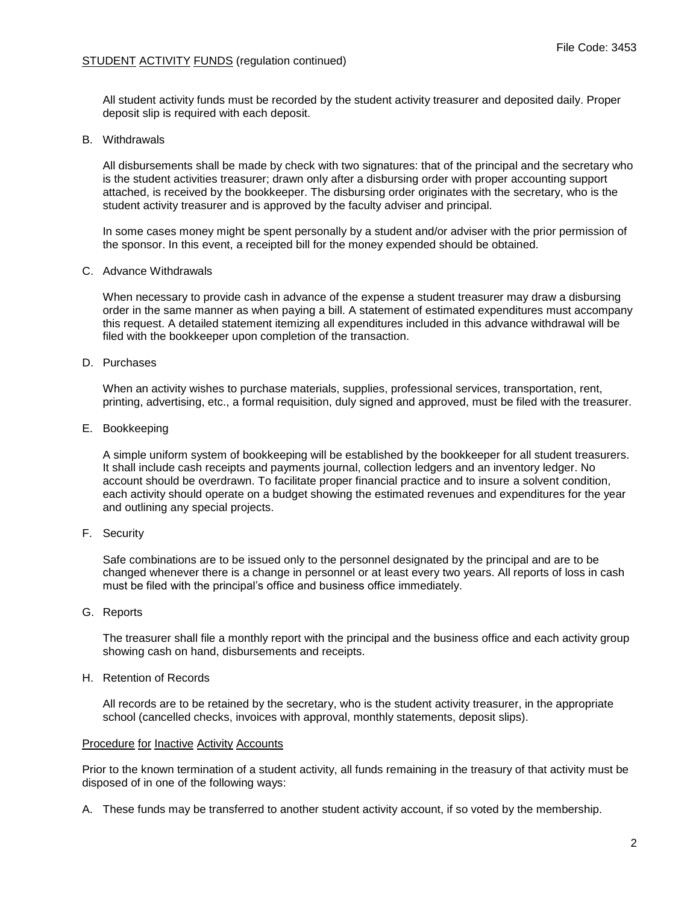All student activity funds must be recorded by the student activity treasurer and deposited daily. Proper deposit slip is required with each deposit.

B. Withdrawals

All disbursements shall be made by check with two signatures: that of the principal and the secretary who is the student activities treasurer; drawn only after a disbursing order with proper accounting support attached, is received by the bookkeeper. The disbursing order originates with the secretary, who is the student activity treasurer and is approved by the faculty adviser and principal.

In some cases money might be spent personally by a student and/or adviser with the prior permission of the sponsor. In this event, a receipted bill for the money expended should be obtained.

C. Advance Withdrawals

When necessary to provide cash in advance of the expense a student treasurer may draw a disbursing order in the same manner as when paying a bill. A statement of estimated expenditures must accompany this request. A detailed statement itemizing all expenditures included in this advance withdrawal will be filed with the bookkeeper upon completion of the transaction.

D. Purchases

When an activity wishes to purchase materials, supplies, professional services, transportation, rent, printing, advertising, etc., a formal requisition, duly signed and approved, must be filed with the treasurer.

E. Bookkeeping

A simple uniform system of bookkeeping will be established by the bookkeeper for all student treasurers. It shall include cash receipts and payments journal, collection ledgers and an inventory ledger. No account should be overdrawn. To facilitate proper financial practice and to insure a solvent condition, each activity should operate on a budget showing the estimated revenues and expenditures for the year and outlining any special projects.

F. Security

Safe combinations are to be issued only to the personnel designated by the principal and are to be changed whenever there is a change in personnel or at least every two years. All reports of loss in cash must be filed with the principal's office and business office immediately.

G. Reports

The treasurer shall file a monthly report with the principal and the business office and each activity group showing cash on hand, disbursements and receipts.

H. Retention of Records

All records are to be retained by the secretary, who is the student activity treasurer, in the appropriate school (cancelled checks, invoices with approval, monthly statements, deposit slips).

<u>Procedure for Inactive Activity Accounts</u>

Prior to the known termination of a student activity, all funds remaining in the treasury of that activity must be disposed of in one of the following ways:

A. These funds may be transferred to another student activity account, if so voted by the membership.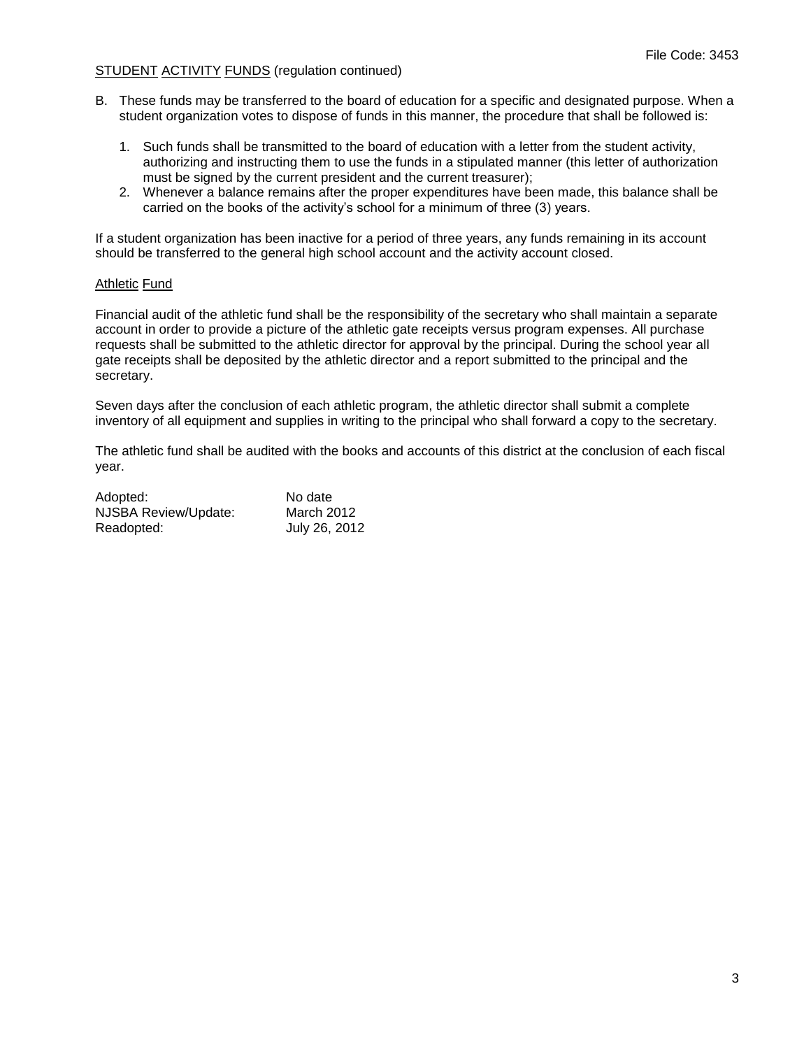B. These funds may be transferred to the board of education for a specific and designated purpose. When a student organization votes to dispose of funds in this manner, the procedure that shall be followed is:

   1. Such funds shall be transmitted to the board of education with a letter from the student activity, authorizing and instructing them to use the funds in a stipulated manner (this letter of authorization must be signed by the current president and the current treasurer);
   2. Whenever a balance remains after the proper expenditures have been made, this balance shall be carried on the books of the activity's school for a minimum of three (3) years.

If a student organization has been inactive for a period of three years, any funds remaining in its account should be transferred to the general high school account and the activity account closed.

## Athletic Fund

Financial audit of the athletic fund shall be the responsibility of the secretary who shall maintain a separate account in order to provide a picture of the athletic gate receipts versus program expenses. All purchase requests shall be submitted to the athletic director for approval by the principal. During the school year all gate receipts shall be deposited by the athletic director and a report submitted to the principal and the secretary.

Seven days after the conclusion of each athletic program, the athletic director shall submit a complete inventory of all equipment and supplies in writing to the principal who shall forward a copy to the secretary.

The athletic fund shall be audited with the books and accounts of this district at the conclusion of each fiscal year.

| | |
|---|---|
| Adopted: | No date |
| NJSBA Review/Update: | March 2012 |
| Readopted: | July 26, 2012 |